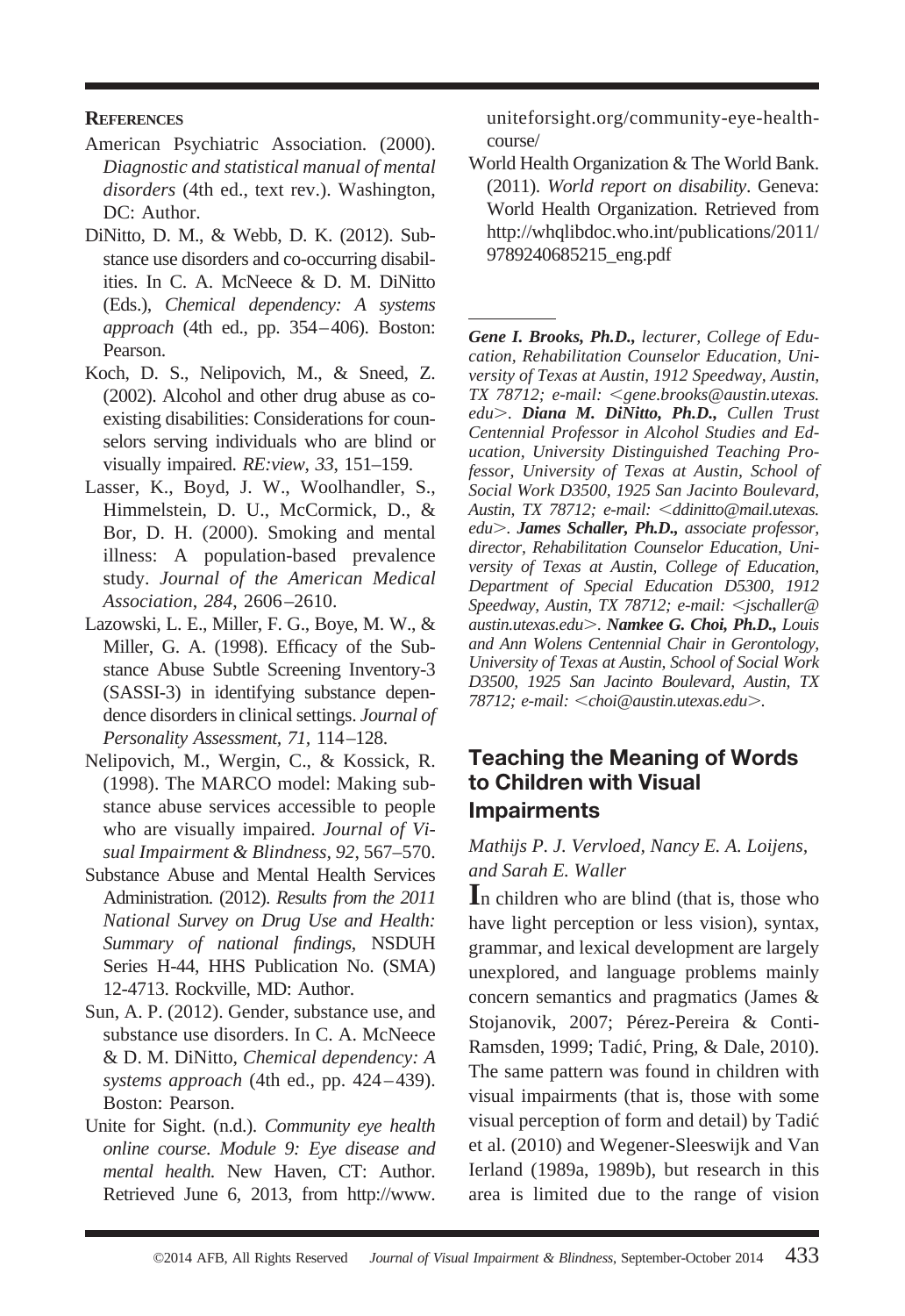**REFERENCES**

American Psychiatric Association. (2000). *Diagnostic and statistical manual of mental disorders* (4th ed., text rev.). Washington, DC: Author.

DiNitto, D. M., & Webb, D. K. (2012). Substance use disorders and co-occurring disabilities. In C. A. McNeece & D. M. DiNitto (Eds.), *Chemical dependency: A systems approach* (4th ed., pp. 354–406). Boston: Pearson.

Koch, D. S., Nelipovich, M., & Sneed, Z. (2002). Alcohol and other drug abuse as coexisting disabilities: Considerations for counselors serving individuals who are blind or visually impaired. *RE:view, 33*, 151–159.

Lasser, K., Boyd, J. W., Woolhandler, S., Himmelstein, D. U., McCormick, D., & Bor, D. H. (2000). Smoking and mental illness: A population-based prevalence study. *Journal of the American Medical Association, 284*, 2606–2610.

Lazowski, L. E., Miller, F. G., Boye, M. W., & Miller, G. A. (1998). Efficacy of the Substance Abuse Subtle Screening Inventory-3 (SASSI-3) in identifying substance dependence disorders in clinical settings. *Journal of Personality Assessment, 71*, 114–128.

Nelipovich, M., Wergin, C., & Kossick, R. (1998). The MARCO model: Making substance abuse services accessible to people who are visually impaired. *Journal of Visual Impairment & Blindness, 92*, 567–570.

Substance Abuse and Mental Health Services Administration. (2012). *Results from the 2011 National Survey on Drug Use and Health: Summary of national findings*, NSDUH Series H-44, HHS Publication No. (SMA) 12-4713. Rockville, MD: Author.

Sun, A. P. (2012). Gender, substance use, and substance use disorders. In C. A. McNeece & D. M. DiNitto, *Chemical dependency: A systems approach* (4th ed., pp. 424–439). Boston: Pearson.

Unite for Sight. (n.d.). *Community eye health online course. Module 9: Eye disease and mental health.* New Haven, CT: Author. Retrieved June 6, 2013, from http://www.uniteforsight.org/community-eye-health-course/

World Health Organization & The World Bank. (2011). *World report on disability*. Geneva: World Health Organization. Retrieved from http://whqlibdoc.who.int/publications/2011/9789240685215_eng.pdf

---

***Gene I. Brooks, Ph.D.,*** *lecturer, College of Education, Rehabilitation Counselor Education, University of Texas at Austin, 1912 Speedway, Austin, TX 78712; e-mail: <gene.brooks@austin.utexas.edu>.* ***Diana M. DiNitto, Ph.D.,*** *Cullen Trust Centennial Professor in Alcohol Studies and Education, University Distinguished Teaching Professor, University of Texas at Austin, School of Social Work D3500, 1925 San Jacinto Boulevard, Austin, TX 78712; e-mail: <ddinitto@mail.utexas.edu>.* ***James Schaller, Ph.D.,*** *associate professor, director, Rehabilitation Counselor Education, University of Texas at Austin, College of Education, Department of Special Education D5300, 1912 Speedway, Austin, TX 78712; e-mail: <jschaller@austin.utexas.edu>.* ***Namkee G. Choi, Ph.D.,*** *Louis and Ann Wolens Centennial Chair in Gerontology, University of Texas at Austin, School of Social Work D3500, 1925 San Jacinto Boulevard, Austin, TX 78712; e-mail: <choi@austin.utexas.edu>.*

## Teaching the Meaning of Words to Children with Visual Impairments

*Mathijs P. J. Vervloed, Nancy E. A. Loijens, and Sarah E. Waller*

In children who are blind (that is, those who have light perception or less vision), syntax, grammar, and lexical development are largely unexplored, and language problems mainly concern semantics and pragmatics (James & Stojanovik, 2007; Pérez-Pereira & Conti-Ramsden, 1999; Tadić, Pring, & Dale, 2010). The same pattern was found in children with visual impairments (that is, those with some visual perception of form and detail) by Tadić et al. (2010) and Wegener-Sleeswijk and Van Ierland (1989a, 1989b), but research in this area is limited due to the range of vision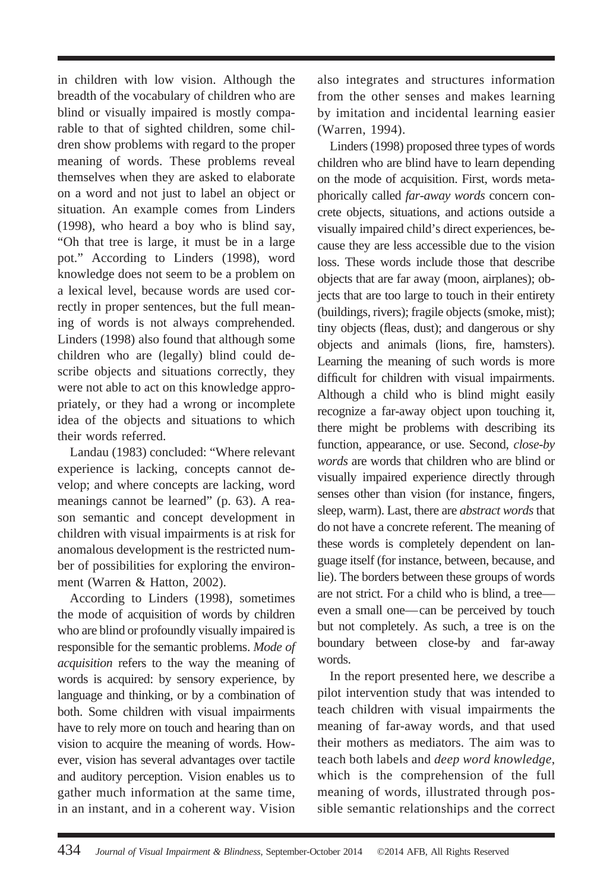in children with low vision. Although the breadth of the vocabulary of children who are blind or visually impaired is mostly comparable to that of sighted children, some children show problems with regard to the proper meaning of words. These problems reveal themselves when they are asked to elaborate on a word and not just to label an object or situation. An example comes from Linders (1998), who heard a boy who is blind say, "Oh that tree is large, it must be in a large pot." According to Linders (1998), word knowledge does not seem to be a problem on a lexical level, because words are used correctly in proper sentences, but the full meaning of words is not always comprehended. Linders (1998) also found that although some children who are (legally) blind could describe objects and situations correctly, they were not able to act on this knowledge appropriately, or they had a wrong or incomplete idea of the objects and situations to which their words referred.

Landau (1983) concluded: "Where relevant experience is lacking, concepts cannot develop; and where concepts are lacking, word meanings cannot be learned" (p. 63). A reason semantic and concept development in children with visual impairments is at risk for anomalous development is the restricted number of possibilities for exploring the environment (Warren & Hatton, 2002).

According to Linders (1998), sometimes the mode of acquisition of words by children who are blind or profoundly visually impaired is responsible for the semantic problems. *Mode of acquisition* refers to the way the meaning of words is acquired: by sensory experience, by language and thinking, or by a combination of both. Some children with visual impairments have to rely more on touch and hearing than on vision to acquire the meaning of words. However, vision has several advantages over tactile and auditory perception. Vision enables us to gather much information at the same time, in an instant, and in a coherent way. Vision also integrates and structures information from the other senses and makes learning by imitation and incidental learning easier (Warren, 1994).

Linders (1998) proposed three types of words children who are blind have to learn depending on the mode of acquisition. First, words metaphorically called *far-away words* concern concrete objects, situations, and actions outside a visually impaired child's direct experiences, because they are less accessible due to the vision loss. These words include those that describe objects that are far away (moon, airplanes); objects that are too large to touch in their entirety (buildings, rivers); fragile objects (smoke, mist); tiny objects (fleas, dust); and dangerous or shy objects and animals (lions, fire, hamsters). Learning the meaning of such words is more difficult for children with visual impairments. Although a child who is blind might easily recognize a far-away object upon touching it, there might be problems with describing its function, appearance, or use. Second, *close-by words* are words that children who are blind or visually impaired experience directly through senses other than vision (for instance, fingers, sleep, warm). Last, there are *abstract words* that do not have a concrete referent. The meaning of these words is completely dependent on language itself (for instance, between, because, and lie). The borders between these groups of words are not strict. For a child who is blind, a tree—even a small one—can be perceived by touch but not completely. As such, a tree is on the boundary between close-by and far-away words.

In the report presented here, we describe a pilot intervention study that was intended to teach children with visual impairments the meaning of far-away words, and that used their mothers as mediators. The aim was to teach both labels and *deep word knowledge*, which is the comprehension of the full meaning of words, illustrated through possible semantic relationships and the correct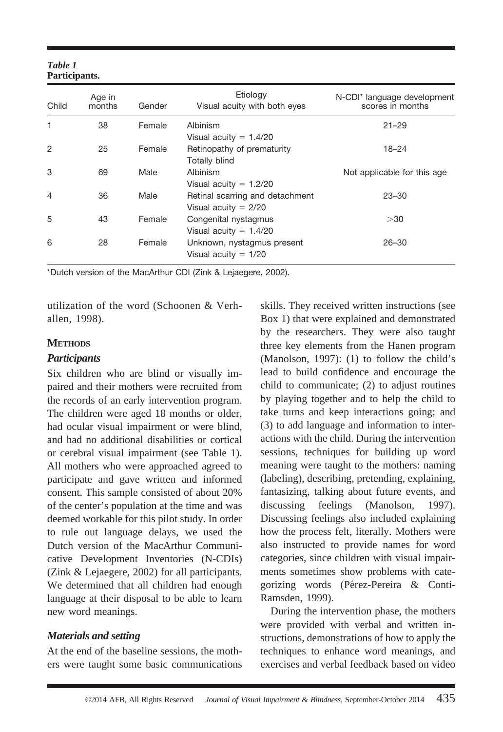*Table 1*
**Participants.**

| Child | Age in months | Gender | Etiology Visual acuity with both eyes | N-CDI* language development scores in months |
|---|---|---|---|---|
| 1 | 38 | Female | Albinism<br>Visual acuity = 1.4/20 | 21–29 |
| 2 | 25 | Female | Retinopathy of prematurity<br>Totally blind | 18–24 |
| 3 | 69 | Male | Albinism<br>Visual acuity = 1.2/20 | Not applicable for this age |
| 4 | 36 | Male | Retinal scarring and detachment<br>Visual acuity = 2/20 | 23–30 |
| 5 | 43 | Female | Congenital nystagmus<br>Visual acuity = 1.4/20 | >30 |
| 6 | 28 | Female | Unknown, nystagmus present<br>Visual acuity = 1/20 | 26–30 |

*Dutch version of the MacArthur CDI (Zink & Lejaegere, 2002).

utilization of the word (Schoonen & Verhallen, 1998).

## Methods

### *Participants*

Six children who are blind or visually impaired and their mothers were recruited from the records of an early intervention program. The children were aged 18 months or older, had ocular visual impairment or were blind, and had no additional disabilities or cortical or cerebral visual impairment (see Table 1). All mothers who were approached agreed to participate and gave written and informed consent. This sample consisted of about 20% of the center's population at the time and was deemed workable for this pilot study. In order to rule out language delays, we used the Dutch version of the MacArthur Communicative Development Inventories (N-CDIs) (Zink & Lejaegere, 2002) for all participants. We determined that all children had enough language at their disposal to be able to learn new word meanings.

### *Materials and setting*

At the end of the baseline sessions, the mothers were taught some basic communications skills. They received written instructions (see Box 1) that were explained and demonstrated by the researchers. They were also taught three key elements from the Hanen program (Manolson, 1997): (1) to follow the child's lead to build confidence and encourage the child to communicate; (2) to adjust routines by playing together and to help the child to take turns and keep interactions going; and (3) to add language and information to interactions with the child. During the intervention sessions, techniques for building up word meaning were taught to the mothers: naming (labeling), describing, pretending, explaining, fantasizing, talking about future events, and discussing feelings (Manolson, 1997). Discussing feelings also included explaining how the process felt, literally. Mothers were also instructed to provide names for word categories, since children with visual impairments sometimes show problems with categorizing words (Pérez-Pereira & Conti-Ramsden, 1999).

During the intervention phase, the mothers were provided with verbal and written instructions, demonstrations of how to apply the techniques to enhance word meanings, and exercises and verbal feedback based on video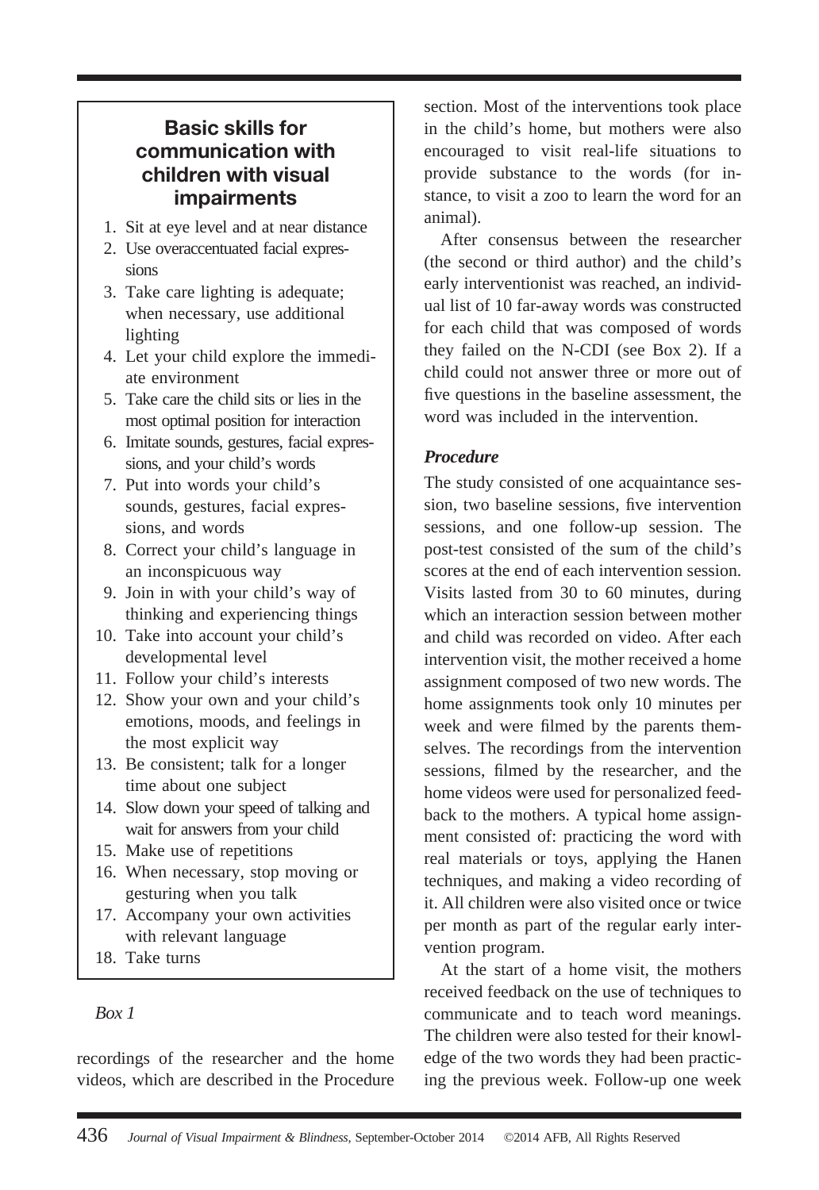## Basic skills for communication with children with visual impairments

1. Sit at eye level and at near distance
2. Use overaccentuated facial expressions
3. Take care lighting is adequate; when necessary, use additional lighting
4. Let your child explore the immediate environment
5. Take care the child sits or lies in the most optimal position for interaction
6. Imitate sounds, gestures, facial expressions, and your child's words
7. Put into words your child's sounds, gestures, facial expressions, and words
8. Correct your child's language in an inconspicuous way
9. Join in with your child's way of thinking and experiencing things
10. Take into account your child's developmental level
11. Follow your child's interests
12. Show your own and your child's emotions, moods, and feelings in the most explicit way
13. Be consistent; talk for a longer time about one subject
14. Slow down your speed of talking and wait for answers from your child
15. Make use of repetitions
16. When necessary, stop moving or gesturing when you talk
17. Accompany your own activities with relevant language
18. Take turns

*Box 1*

recordings of the researcher and the home videos, which are described in the Procedure section. Most of the interventions took place in the child's home, but mothers were also encouraged to visit real-life situations to provide substance to the words (for instance, to visit a zoo to learn the word for an animal).

After consensus between the researcher (the second or third author) and the child's early interventionist was reached, an individual list of 10 far-away words was constructed for each child that was composed of words they failed on the N-CDI (see Box 2). If a child could not answer three or more out of five questions in the baseline assessment, the word was included in the intervention.

### *Procedure*

The study consisted of one acquaintance session, two baseline sessions, five intervention sessions, and one follow-up session. The post-test consisted of the sum of the child's scores at the end of each intervention session. Visits lasted from 30 to 60 minutes, during which an interaction session between mother and child was recorded on video. After each intervention visit, the mother received a home assignment composed of two new words. The home assignments took only 10 minutes per week and were filmed by the parents themselves. The recordings from the intervention sessions, filmed by the researcher, and the home videos were used for personalized feedback to the mothers. A typical home assignment consisted of: practicing the word with real materials or toys, applying the Hanen techniques, and making a video recording of it. All children were also visited once or twice per month as part of the regular early intervention program.

At the start of a home visit, the mothers received feedback on the use of techniques to communicate and to teach word meanings. The children were also tested for their knowledge of the two words they had been practicing the previous week. Follow-up one week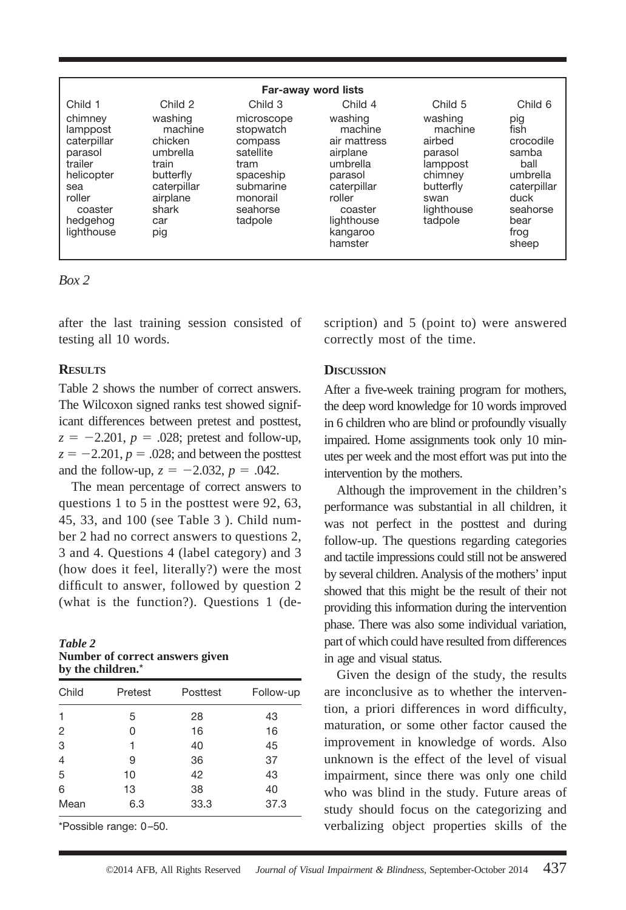| Far-away word lists | | | | | |
|---|---|---|---|---|---|
| Child 1 | Child 2 | Child 3 | Child 4 | Child 5 | Child 6 |
| chimney<br>lamppost<br>caterpillar<br>parasol<br>trailer<br>helicopter<br>sea<br>roller coaster<br>hedgehog<br>lighthouse | washing machine<br>chicken<br>umbrella<br>train<br>butterfly<br>caterpillar<br>airplane<br>shark<br>car<br>pig | microscope<br>stopwatch<br>compass<br>satellite<br>tram<br>spaceship<br>submarine<br>monorail<br>seahorse<br>tadpole | washing machine<br>air mattress<br>airplane<br>umbrella<br>parasol<br>caterpillar<br>roller coaster<br>lighthouse<br>kangaroo<br>hamster | washing machine<br>airbed<br>parasol<br>lamppost<br>chimney<br>butterfly<br>swan<br>lighthouse<br>tadpole | pig<br>fish<br>crocodile<br>samba ball<br>umbrella<br>caterpillar<br>duck<br>seahorse<br>bear<br>frog<br>sheep |

*Box 2*

after the last training session consisted of testing all 10 words.

## Results

Table 2 shows the number of correct answers. The Wilcoxon signed ranks test showed significant differences between pretest and posttest, $z = -2.201$, $p = .028$; pretest and follow-up, $z = -2.201$, $p = .028$; and between the posttest and the follow-up, $z = -2.032$, $p = .042$.

The mean percentage of correct answers to questions 1 to 5 in the posttest were 92, 63, 45, 33, and 100 (see Table 3 ). Child number 2 had no correct answers to questions 2, 3 and 4. Questions 4 (label category) and 3 (how does it feel, literally?) were the most difficult to answer, followed by question 2 (what is the function?). Questions 1 (description) and 5 (point to) were answered correctly most of the time.

***Table 2***
**Number of correct answers given by the children.***

| Child | Pretest | Posttest | Follow-up |
|---|---|---|---|
| 1 | 5 | 28 | 43 |
| 2 | 0 | 16 | 16 |
| 3 | 1 | 40 | 45 |
| 4 | 9 | 36 | 37 |
| 5 | 10 | 42 | 43 |
| 6 | 13 | 38 | 40 |
| Mean | 6.3 | 33.3 | 37.3 |

*Possible range: 0–50.

## Discussion

After a five-week training program for mothers, the deep word knowledge for 10 words improved in 6 children who are blind or profoundly visually impaired. Home assignments took only 10 minutes per week and the most effort was put into the intervention by the mothers.

Although the improvement in the children's performance was substantial in all children, it was not perfect in the posttest and during follow-up. The questions regarding categories and tactile impressions could still not be answered by several children. Analysis of the mothers' input showed that this might be the result of their not providing this information during the intervention phase. There was also some individual variation, part of which could have resulted from differences in age and visual status.

Given the design of the study, the results are inconclusive as to whether the intervention, a priori differences in word difficulty, maturation, or some other factor caused the improvement in knowledge of words. Also unknown is the effect of the level of visual impairment, since there was only one child who was blind in the study. Future areas of study should focus on the categorizing and verbalizing object properties skills of the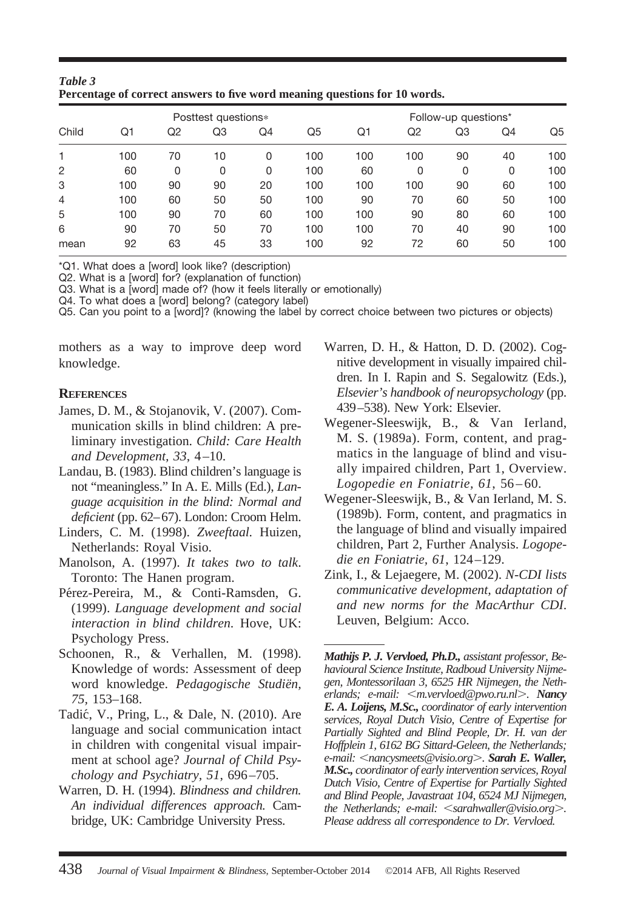*Table 3*
**Percentage of correct answers to five word meaning questions for 10 words.**

| Child | Posttest questions* | | | | | Follow-up questions* | | | | |
|---|---|---|---|---|---|---|---|---|---|---|
| | Q1 | Q2 | Q3 | Q4 | Q5 | Q1 | Q2 | Q3 | Q4 | Q5 |
| 1 | 100 | 70 | 10 | 0 | 100 | 100 | 100 | 90 | 40 | 100 |
| 2 | 60 | 0 | 0 | 0 | 100 | 60 | 0 | 0 | 0 | 100 |
| 3 | 100 | 90 | 90 | 20 | 100 | 100 | 100 | 90 | 60 | 100 |
| 4 | 100 | 60 | 50 | 50 | 100 | 90 | 70 | 60 | 50 | 100 |
| 5 | 100 | 90 | 70 | 60 | 100 | 100 | 90 | 80 | 60 | 100 |
| 6 | 90 | 70 | 50 | 70 | 100 | 100 | 70 | 40 | 90 | 100 |
| mean | 92 | 63 | 45 | 33 | 100 | 92 | 72 | 60 | 50 | 100 |

*Q1. What does a [word] look like? (description)
Q2. What is a [word] for? (explanation of function)
Q3. What is a [word] made of? (how it feels literally or emotionally)
Q4. To what does a [word] belong? (category label)
Q5. Can you point to a [word]? (knowing the label by correct choice between two pictures or objects)

mothers as a way to improve deep word knowledge.

## References

James, D. M., & Stojanovik, V. (2007). Communication skills in blind children: A preliminary investigation. *Child: Care Health and Development, 33*, 4–10.

Landau, B. (1983). Blind children's language is not "meaningless." In A. E. Mills (Ed.), *Language acquisition in the blind: Normal and deficient* (pp. 62–67). London: Croom Helm.

Linders, C. M. (1998). *Zweeftaal*. Huizen, Netherlands: Royal Visio.

Manolson, A. (1997). *It takes two to talk*. Toronto: The Hanen program.

Pérez-Pereira, M., & Conti-Ramsden, G. (1999). *Language development and social interaction in blind children*. Hove, UK: Psychology Press.

Schoonen, R., & Verhallen, M. (1998). Knowledge of words: Assessment of deep word knowledge. *Pedagogische Studiën, 75*, 153–168.

Tadić, V., Pring, L., & Dale, N. (2010). Are language and social communication intact in children with congenital visual impairment at school age? *Journal of Child Psychology and Psychiatry, 51*, 696–705.

Warren, D. H. (1994). *Blindness and children. An individual differences approach.* Cambridge, UK: Cambridge University Press.

Warren, D. H., & Hatton, D. D. (2002). Cognitive development in visually impaired children. In I. Rapin and S. Segalowitz (Eds.), *Elsevier's handbook of neuropsychology* (pp. 439–538). New York: Elsevier.

Wegener-Sleeswijk, B., & Van Ierland, M. S. (1989a). Form, content, and pragmatics in the language of blind and visually impaired children, Part 1, Overview. *Logopedie en Foniatrie, 61*, 56–60.

Wegener-Sleeswijk, B., & Van Ierland, M. S. (1989b). Form, content, and pragmatics in the language of blind and visually impaired children, Part 2, Further Analysis. *Logopedie en Foniatrie, 61*, 124–129.

Zink, I., & Lejaegere, M. (2002). *N-CDI lists communicative development, adaptation of and new norms for the MacArthur CDI*. Leuven, Belgium: Acco.

---

***Mathijs P. J. Vervloed, Ph.D.,*** *assistant professor, Behavioural Science Institute, Radboud University Nijmegen, Montessorilaan 3, 6525 HR Nijmegen, the Netherlands; e-mail: <m.vervloed@pwo.ru.nl>.* ***Nancy E. A. Loijens, M.Sc.,*** *coordinator of early intervention services, Royal Dutch Visio, Centre of Expertise for Partially Sighted and Blind People, Dr. H. van der Hoffplein 1, 6162 BG Sittard-Geleen, the Netherlands; e-mail: <nancysmeets@visio.org>.* ***Sarah E. Waller, M.Sc.,*** *coordinator of early intervention services, Royal Dutch Visio, Centre of Expertise for Partially Sighted and Blind People, Javastraat 104, 6524 MJ Nijmegen, the Netherlands; e-mail: <sarahwaller@visio.org>. Please address all correspondence to Dr. Vervloed.*